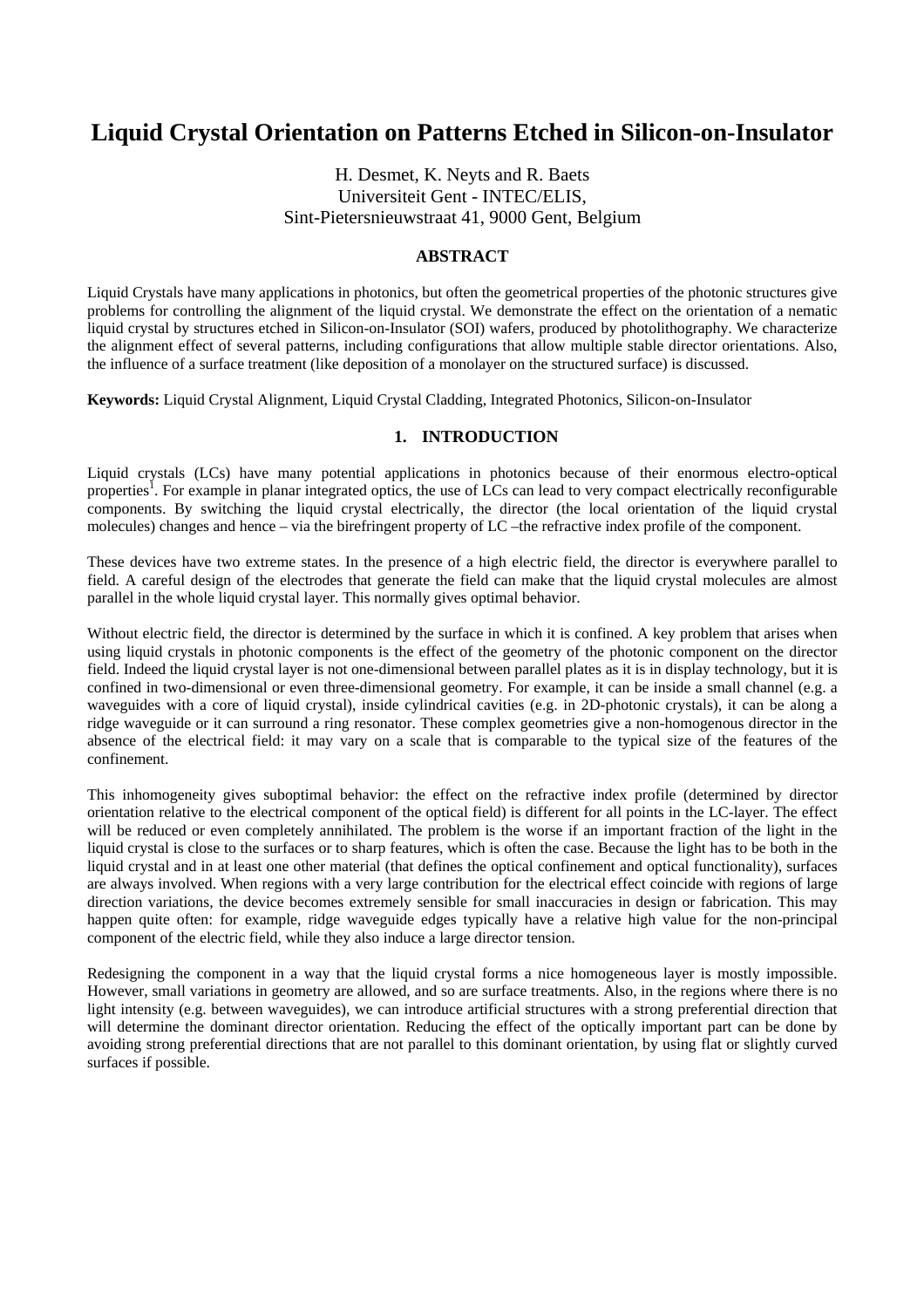# Liquid Crystal Orientation on Patterns Etched in Silicon-on-Insulator

H. Desmet, K. Neyts and R. Baets
Universiteit Gent - INTEC/ELIS,
Sint-Pietersnieuwstraat 41, 9000 Gent, Belgium

## ABSTRACT

Liquid Crystals have many applications in photonics, but often the geometrical properties of the photonic structures give problems for controlling the alignment of the liquid crystal. We demonstrate the effect on the orientation of a nematic liquid crystal by structures etched in Silicon-on-Insulator (SOI) wafers, produced by photolithography. We characterize the alignment effect of several patterns, including configurations that allow multiple stable director orientations. Also, the influence of a surface treatment (like deposition of a monolayer on the structured surface) is discussed.

**Keywords:** Liquid Crystal Alignment, Liquid Crystal Cladding, Integrated Photonics, Silicon-on-Insulator

## 1. INTRODUCTION

Liquid crystals (LCs) have many potential applications in photonics because of their enormous electro-optical properties[1]. For example in planar integrated optics, the use of LCs can lead to very compact electrically reconfigurable components. By switching the liquid crystal electrically, the director (the local orientation of the liquid crystal molecules) changes and hence – via the birefringent property of LC –the refractive index profile of the component.

These devices have two extreme states. In the presence of a high electric field, the director is everywhere parallel to field. A careful design of the electrodes that generate the field can make that the liquid crystal molecules are almost parallel in the whole liquid crystal layer. This normally gives optimal behavior.

Without electric field, the director is determined by the surface in which it is confined. A key problem that arises when using liquid crystals in photonic components is the effect of the geometry of the photonic component on the director field. Indeed the liquid crystal layer is not one-dimensional between parallel plates as it is in display technology, but it is confined in two-dimensional or even three-dimensional geometry. For example, it can be inside a small channel (e.g. a waveguides with a core of liquid crystal), inside cylindrical cavities (e.g. in 2D-photonic crystals), it can be along a ridge waveguide or it can surround a ring resonator. These complex geometries give a non-homogenous director in the absence of the electrical field: it may vary on a scale that is comparable to the typical size of the features of the confinement.

This inhomogeneity gives suboptimal behavior: the effect on the refractive index profile (determined by director orientation relative to the electrical component of the optical field) is different for all points in the LC-layer. The effect will be reduced or even completely annihilated. The problem is the worse if an important fraction of the light in the liquid crystal is close to the surfaces or to sharp features, which is often the case. Because the light has to be both in the liquid crystal and in at least one other material (that defines the optical confinement and optical functionality), surfaces are always involved. When regions with a very large contribution for the electrical effect coincide with regions of large direction variations, the device becomes extremely sensible for small inaccuracies in design or fabrication. This may happen quite often: for example, ridge waveguide edges typically have a relative high value for the non-principal component of the electric field, while they also induce a large director tension.

Redesigning the component in a way that the liquid crystal forms a nice homogeneous layer is mostly impossible. However, small variations in geometry are allowed, and so are surface treatments. Also, in the regions where there is no light intensity (e.g. between waveguides), we can introduce artificial structures with a strong preferential direction that will determine the dominant director orientation. Reducing the effect of the optically important part can be done by avoiding strong preferential directions that are not parallel to this dominant orientation, by using flat or slightly curved surfaces if possible.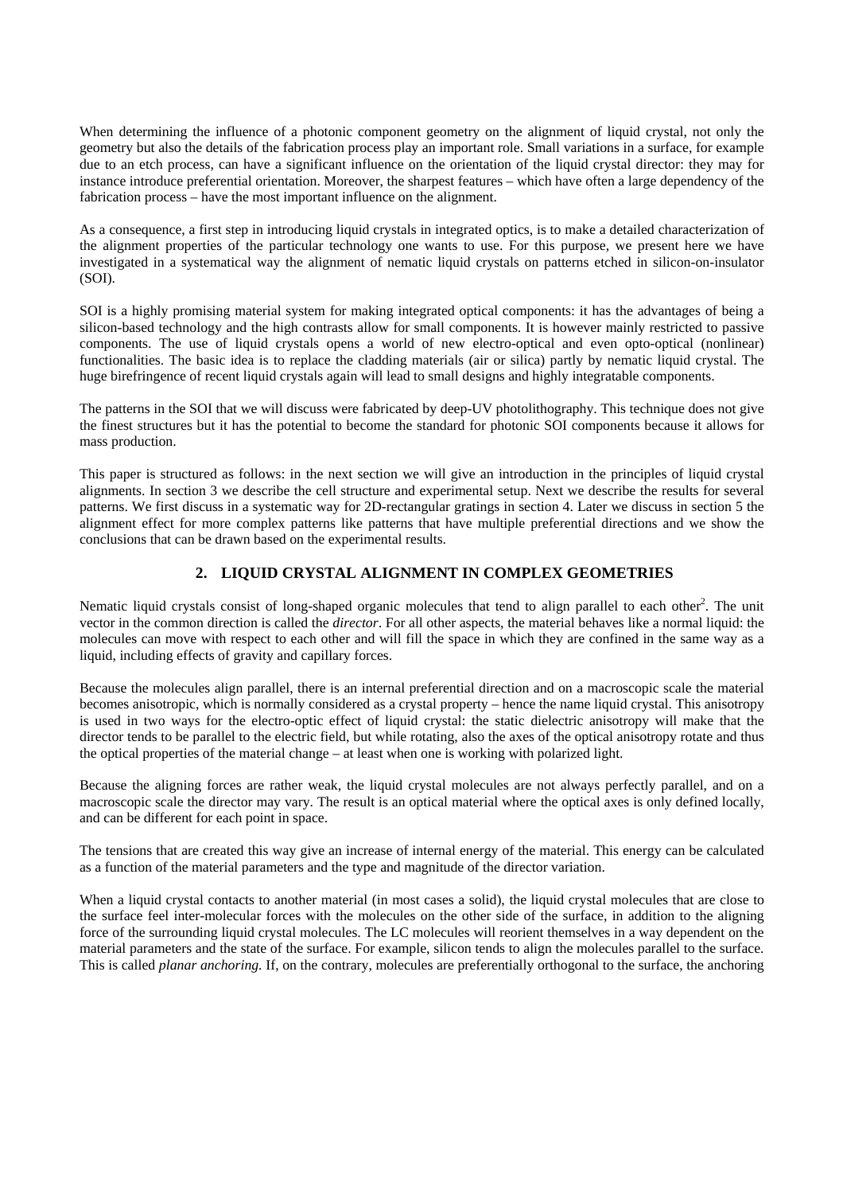When determining the influence of a photonic component geometry on the alignment of liquid crystal, not only the geometry but also the details of the fabrication process play an important role. Small variations in a surface, for example due to an etch process, can have a significant influence on the orientation of the liquid crystal director: they may for instance introduce preferential orientation. Moreover, the sharpest features – which have often a large dependency of the fabrication process – have the most important influence on the alignment.

As a consequence, a first step in introducing liquid crystals in integrated optics, is to make a detailed characterization of the alignment properties of the particular technology one wants to use. For this purpose, we present here we have investigated in a systematical way the alignment of nematic liquid crystals on patterns etched in silicon-on-insulator (SOI).

SOI is a highly promising material system for making integrated optical components: it has the advantages of being a silicon-based technology and the high contrasts allow for small components. It is however mainly restricted to passive components. The use of liquid crystals opens a world of new electro-optical and even opto-optical (nonlinear) functionalities. The basic idea is to replace the cladding materials (air or silica) partly by nematic liquid crystal. The huge birefringence of recent liquid crystals again will lead to small designs and highly integratable components.

The patterns in the SOI that we will discuss were fabricated by deep-UV photolithography. This technique does not give the finest structures but it has the potential to become the standard for photonic SOI components because it allows for mass production.

This paper is structured as follows: in the next section we will give an introduction in the principles of liquid crystal alignments. In section 3 we describe the cell structure and experimental setup. Next we describe the results for several patterns. We first discuss in a systematic way for 2D-rectangular gratings in section 4. Later we discuss in section 5 the alignment effect for more complex patterns like patterns that have multiple preferential directions and we show the conclusions that can be drawn based on the experimental results.

## 2. LIQUID CRYSTAL ALIGNMENT IN COMPLEX GEOMETRIES

Nematic liquid crystals consist of long-shaped organic molecules that tend to align parallel to each other[2]. The unit vector in the common direction is called the *director*. For all other aspects, the material behaves like a normal liquid: the molecules can move with respect to each other and will fill the space in which they are confined in the same way as a liquid, including effects of gravity and capillary forces.

Because the molecules align parallel, there is an internal preferential direction and on a macroscopic scale the material becomes anisotropic, which is normally considered as a crystal property – hence the name liquid crystal. This anisotropy is used in two ways for the electro-optic effect of liquid crystal: the static dielectric anisotropy will make that the director tends to be parallel to the electric field, but while rotating, also the axes of the optical anisotropy rotate and thus the optical properties of the material change – at least when one is working with polarized light.

Because the aligning forces are rather weak, the liquid crystal molecules are not always perfectly parallel, and on a macroscopic scale the director may vary. The result is an optical material where the optical axes is only defined locally, and can be different for each point in space.

The tensions that are created this way give an increase of internal energy of the material. This energy can be calculated as a function of the material parameters and the type and magnitude of the director variation.

When a liquid crystal contacts to another material (in most cases a solid), the liquid crystal molecules that are close to the surface feel inter-molecular forces with the molecules on the other side of the surface, in addition to the aligning force of the surrounding liquid crystal molecules. The LC molecules will reorient themselves in a way dependent on the material parameters and the state of the surface. For example, silicon tends to align the molecules parallel to the surface. This is called *planar anchoring.* If, on the contrary, molecules are preferentially orthogonal to the surface, the anchoring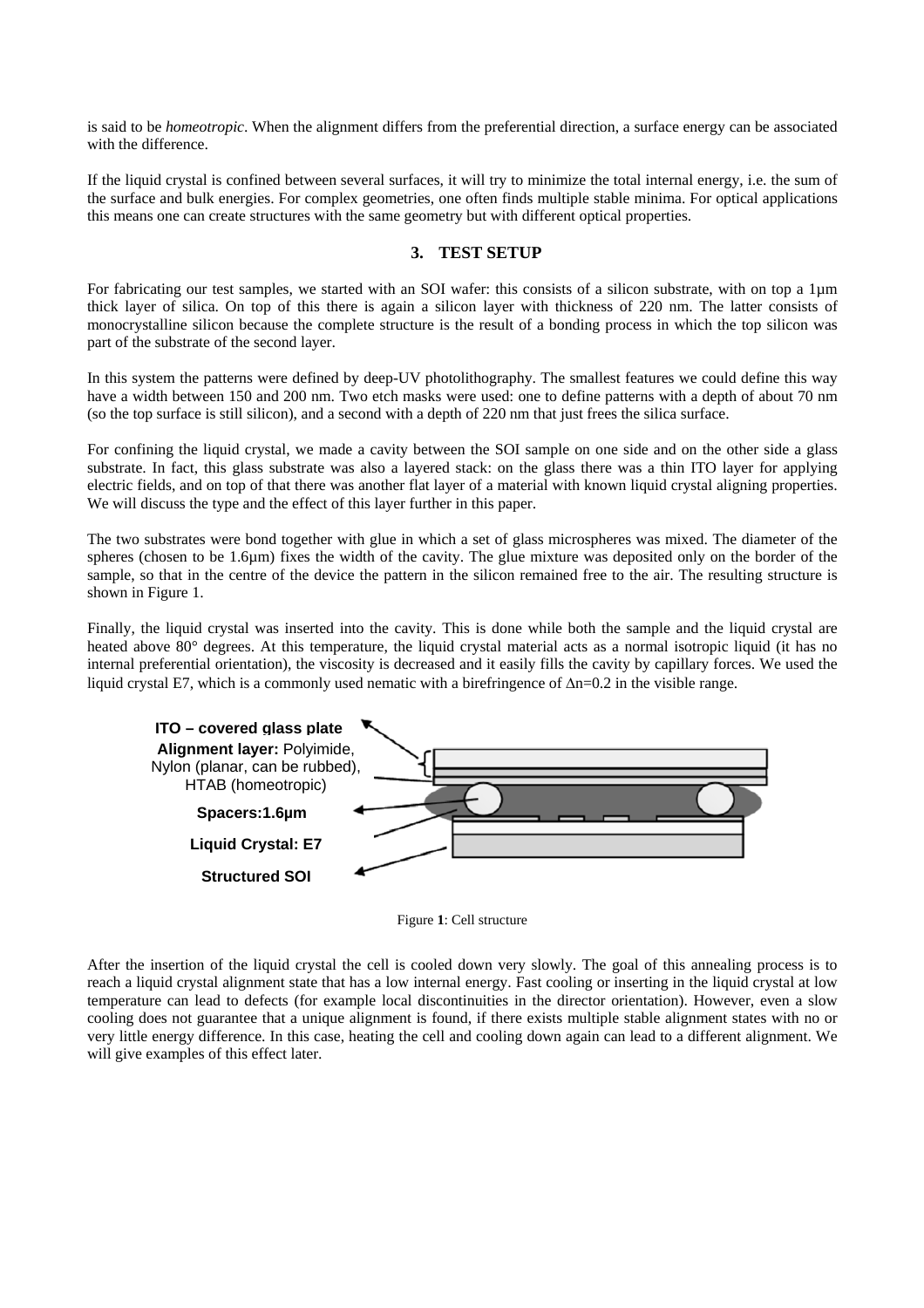is said to be *homeotropic*. When the alignment differs from the preferential direction, a surface energy can be associated with the difference.

If the liquid crystal is confined between several surfaces, it will try to minimize the total internal energy, i.e. the sum of the surface and bulk energies. For complex geometries, one often finds multiple stable minima. For optical applications this means one can create structures with the same geometry but with different optical properties.

## 3. TEST SETUP

For fabricating our test samples, we started with an SOI wafer: this consists of a silicon substrate, with on top a 1µm thick layer of silica. On top of this there is again a silicon layer with thickness of 220 nm. The latter consists of monocrystalline silicon because the complete structure is the result of a bonding process in which the top silicon was part of the substrate of the second layer.

In this system the patterns were defined by deep-UV photolithography. The smallest features we could define this way have a width between 150 and 200 nm. Two etch masks were used: one to define patterns with a depth of about 70 nm (so the top surface is still silicon), and a second with a depth of 220 nm that just frees the silica surface.

For confining the liquid crystal, we made a cavity between the SOI sample on one side and on the other side a glass substrate. In fact, this glass substrate was also a layered stack: on the glass there was a thin ITO layer for applying electric fields, and on top of that there was another flat layer of a material with known liquid crystal aligning properties. We will discuss the type and the effect of this layer further in this paper.

The two substrates were bond together with glue in which a set of glass microspheres was mixed. The diameter of the spheres (chosen to be 1.6µm) fixes the width of the cavity. The glue mixture was deposited only on the border of the sample, so that in the centre of the device the pattern in the silicon remained free to the air. The resulting structure is shown in Figure 1.

Finally, the liquid crystal was inserted into the cavity. This is done while both the sample and the liquid crystal are heated above 80° degrees. At this temperature, the liquid crystal material acts as a normal isotropic liquid (it has no internal preferential orientation), the viscosity is decreased and it easily fills the cavity by capillary forces. We used the liquid crystal E7, which is a commonly used nematic with a birefringence of $\Delta n$=0.2 in the visible range.

**ITO – covered glass plate**
**Alignment layer:** Polyimide, Nylon (planar, can be rubbed), HTAB (homeotropic)
**Spacers:1.6µm**
**Liquid Crystal: E7**
**Structured SOI**

Figure **1**: Cell structure

After the insertion of the liquid crystal the cell is cooled down very slowly. The goal of this annealing process is to reach a liquid crystal alignment state that has a low internal energy. Fast cooling or inserting in the liquid crystal at low temperature can lead to defects (for example local discontinuities in the director orientation). However, even a slow cooling does not guarantee that a unique alignment is found, if there exists multiple stable alignment states with no or very little energy difference. In this case, heating the cell and cooling down again can lead to a different alignment. We will give examples of this effect later.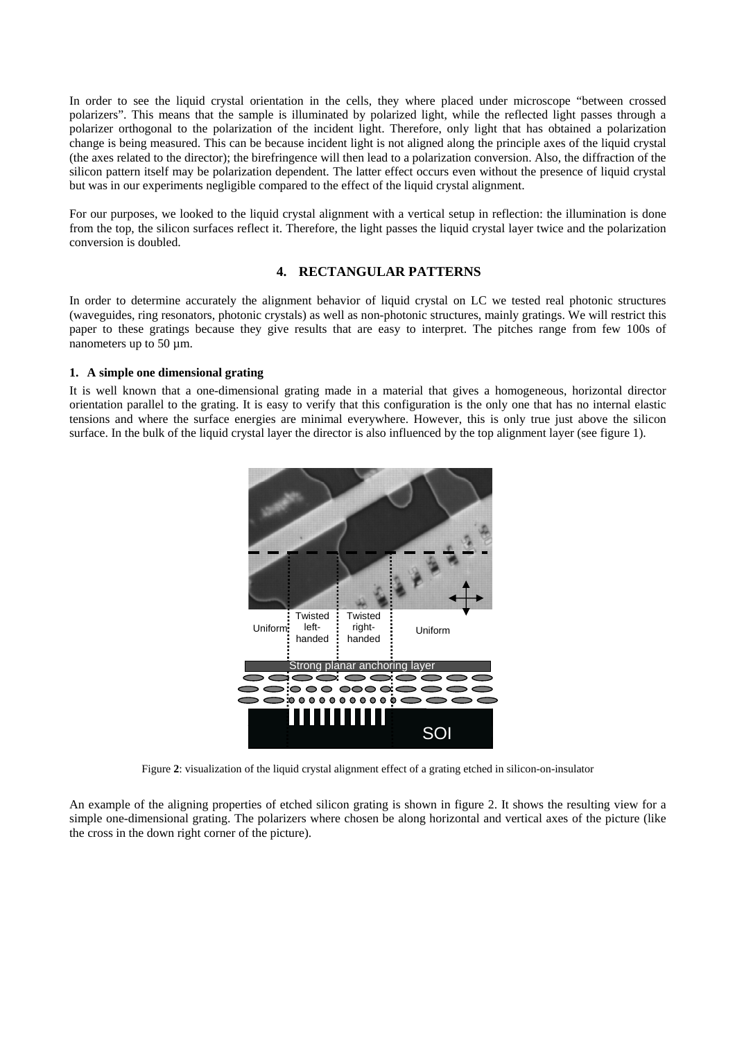In order to see the liquid crystal orientation in the cells, they where placed under microscope "between crossed polarizers". This means that the sample is illuminated by polarized light, while the reflected light passes through a polarizer orthogonal to the polarization of the incident light. Therefore, only light that has obtained a polarization change is being measured. This can be because incident light is not aligned along the principle axes of the liquid crystal (the axes related to the director); the birefringence will then lead to a polarization conversion. Also, the diffraction of the silicon pattern itself may be polarization dependent. The latter effect occurs even without the presence of liquid crystal but was in our experiments negligible compared to the effect of the liquid crystal alignment.

For our purposes, we looked to the liquid crystal alignment with a vertical setup in reflection: the illumination is done from the top, the silicon surfaces reflect it. Therefore, the light passes the liquid crystal layer twice and the polarization conversion is doubled.

## 4. RECTANGULAR PATTERNS

In order to determine accurately the alignment behavior of liquid crystal on LC we tested real photonic structures (waveguides, ring resonators, photonic crystals) as well as non-photonic structures, mainly gratings. We will restrict this paper to these gratings because they give results that are easy to interpret. The pitches range from few 100s of nanometers up to 50 µm.

### 1. A simple one dimensional grating

It is well known that a one-dimensional grating made in a material that gives a homogeneous, horizontal director orientation parallel to the grating. It is easy to verify that this configuration is the only one that has no internal elastic tensions and where the surface energies are minimal everywhere. However, this is only true just above the silicon surface. In the bulk of the liquid crystal layer the director is also influenced by the top alignment layer (see figure 1).

Uniform
Twisted left-handed
Twisted right-handed
Uniform
Strong planar anchoring layer
SOI

Figure **2**: visualization of the liquid crystal alignment effect of a grating etched in silicon-on-insulator

An example of the aligning properties of etched silicon grating is shown in figure 2. It shows the resulting view for a simple one-dimensional grating. The polarizers where chosen be along horizontal and vertical axes of the picture (like the cross in the down right corner of the picture).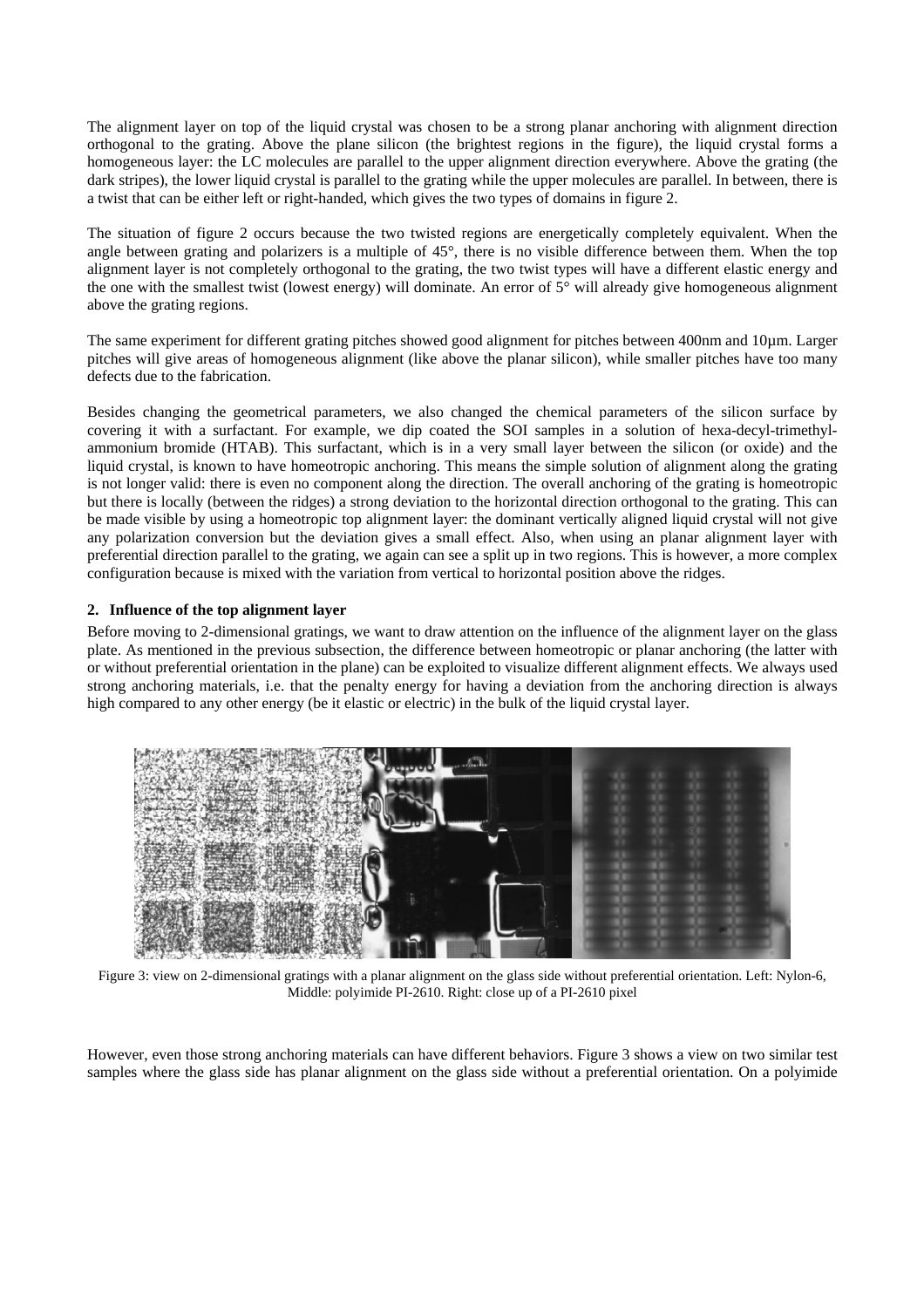The alignment layer on top of the liquid crystal was chosen to be a strong planar anchoring with alignment direction orthogonal to the grating. Above the plane silicon (the brightest regions in the figure), the liquid crystal forms a homogeneous layer: the LC molecules are parallel to the upper alignment direction everywhere. Above the grating (the dark stripes), the lower liquid crystal is parallel to the grating while the upper molecules are parallel. In between, there is a twist that can be either left or right-handed, which gives the two types of domains in figure 2.

The situation of figure 2 occurs because the two twisted regions are energetically completely equivalent. When the angle between grating and polarizers is a multiple of 45°, there is no visible difference between them. When the top alignment layer is not completely orthogonal to the grating, the two twist types will have a different elastic energy and the one with the smallest twist (lowest energy) will dominate. An error of 5° will already give homogeneous alignment above the grating regions.

The same experiment for different grating pitches showed good alignment for pitches between 400nm and 10µm. Larger pitches will give areas of homogeneous alignment (like above the planar silicon), while smaller pitches have too many defects due to the fabrication.

Besides changing the geometrical parameters, we also changed the chemical parameters of the silicon surface by covering it with a surfactant. For example, we dip coated the SOI samples in a solution of hexa-decyl-trimethyl-ammonium bromide (HTAB). This surfactant, which is in a very small layer between the silicon (or oxide) and the liquid crystal, is known to have homeotropic anchoring. This means the simple solution of alignment along the grating is not longer valid: there is even no component along the direction. The overall anchoring of the grating is homeotropic but there is locally (between the ridges) a strong deviation to the horizontal direction orthogonal to the grating. This can be made visible by using a homeotropic top alignment layer: the dominant vertically aligned liquid crystal will not give any polarization conversion but the deviation gives a small effect. Also, when using an planar alignment layer with preferential direction parallel to the grating, we again can see a split up in two regions. This is however, a more complex configuration because is mixed with the variation from vertical to horizontal position above the ridges.

## 2. Influence of the top alignment layer

Before moving to 2-dimensional gratings, we want to draw attention on the influence of the alignment layer on the glass plate. As mentioned in the previous subsection, the difference between homeotropic or planar anchoring (the latter with or without preferential orientation in the plane) can be exploited to visualize different alignment effects. We always used strong anchoring materials, i.e. that the penalty energy for having a deviation from the anchoring direction is always high compared to any other energy (be it elastic or electric) in the bulk of the liquid crystal layer.

Figure 3: view on 2-dimensional gratings with a planar alignment on the glass side without preferential orientation. Left: Nylon-6, Middle: polyimide PI-2610. Right: close up of a PI-2610 pixel

However, even those strong anchoring materials can have different behaviors. Figure 3 shows a view on two similar test samples where the glass side has planar alignment on the glass side without a preferential orientation. On a polyimide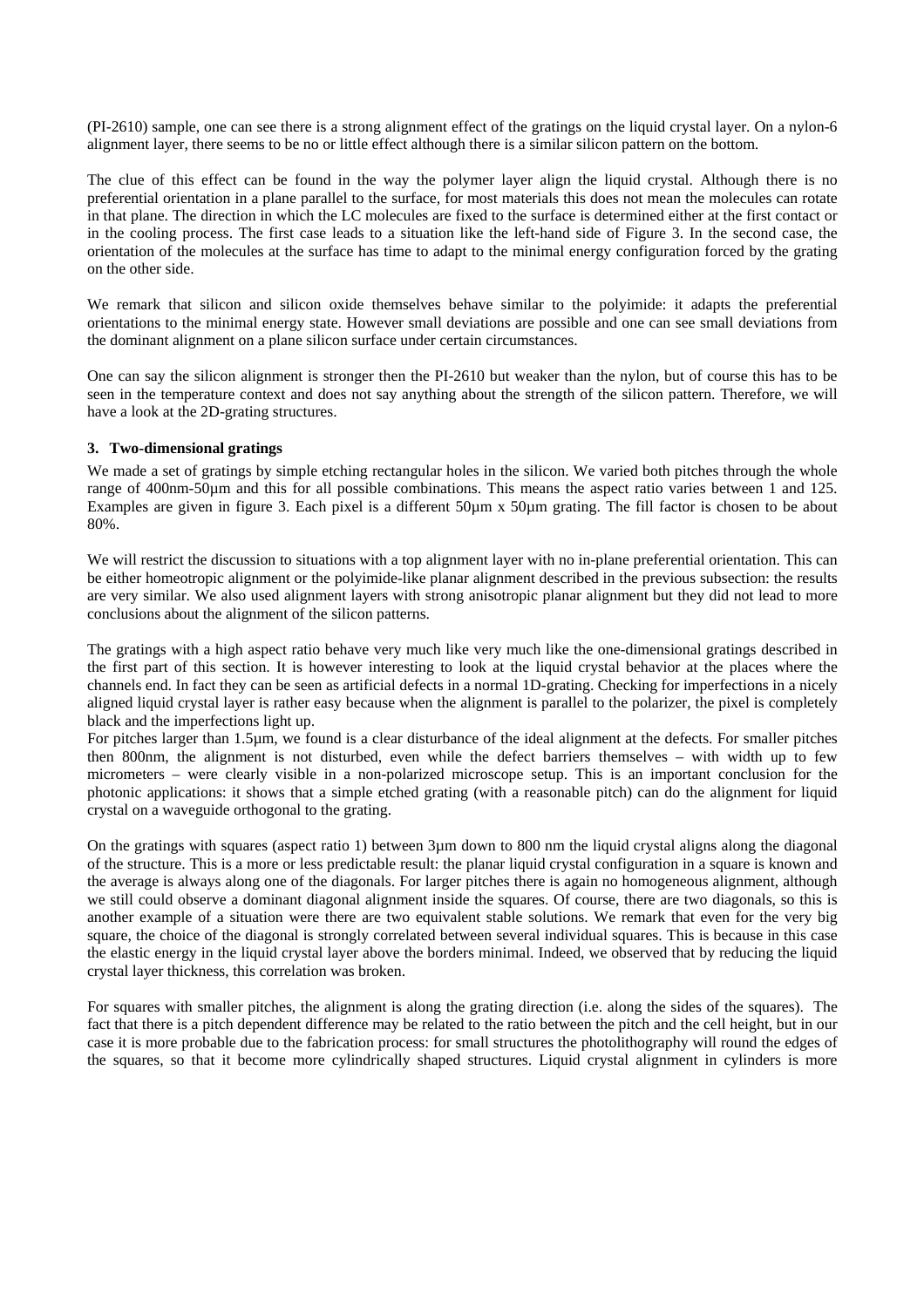(PI-2610) sample, one can see there is a strong alignment effect of the gratings on the liquid crystal layer. On a nylon-6 alignment layer, there seems to be no or little effect although there is a similar silicon pattern on the bottom.

The clue of this effect can be found in the way the polymer layer align the liquid crystal. Although there is no preferential orientation in a plane parallel to the surface, for most materials this does not mean the molecules can rotate in that plane. The direction in which the LC molecules are fixed to the surface is determined either at the first contact or in the cooling process. The first case leads to a situation like the left-hand side of Figure 3. In the second case, the orientation of the molecules at the surface has time to adapt to the minimal energy configuration forced by the grating on the other side.

We remark that silicon and silicon oxide themselves behave similar to the polyimide: it adapts the preferential orientations to the minimal energy state. However small deviations are possible and one can see small deviations from the dominant alignment on a plane silicon surface under certain circumstances.

One can say the silicon alignment is stronger then the PI-2610 but weaker than the nylon, but of course this has to be seen in the temperature context and does not say anything about the strength of the silicon pattern. Therefore, we will have a look at the 2D-grating structures.

### 3. Two-dimensional gratings

We made a set of gratings by simple etching rectangular holes in the silicon. We varied both pitches through the whole range of 400nm-50µm and this for all possible combinations. This means the aspect ratio varies between 1 and 125. Examples are given in figure 3. Each pixel is a different 50µm x 50µm grating. The fill factor is chosen to be about 80%.

We will restrict the discussion to situations with a top alignment layer with no in-plane preferential orientation. This can be either homeotropic alignment or the polyimide-like planar alignment described in the previous subsection: the results are very similar. We also used alignment layers with strong anisotropic planar alignment but they did not lead to more conclusions about the alignment of the silicon patterns.

The gratings with a high aspect ratio behave very much like very much like the one-dimensional gratings described in the first part of this section. It is however interesting to look at the liquid crystal behavior at the places where the channels end. In fact they can be seen as artificial defects in a normal 1D-grating. Checking for imperfections in a nicely aligned liquid crystal layer is rather easy because when the alignment is parallel to the polarizer, the pixel is completely black and the imperfections light up.

For pitches larger than 1.5µm, we found is a clear disturbance of the ideal alignment at the defects. For smaller pitches then 800nm, the alignment is not disturbed, even while the defect barriers themselves – with width up to few micrometers – were clearly visible in a non-polarized microscope setup. This is an important conclusion for the photonic applications: it shows that a simple etched grating (with a reasonable pitch) can do the alignment for liquid crystal on a waveguide orthogonal to the grating.

On the gratings with squares (aspect ratio 1) between 3µm down to 800 nm the liquid crystal aligns along the diagonal of the structure. This is a more or less predictable result: the planar liquid crystal configuration in a square is known and the average is always along one of the diagonals. For larger pitches there is again no homogeneous alignment, although we still could observe a dominant diagonal alignment inside the squares. Of course, there are two diagonals, so this is another example of a situation were there are two equivalent stable solutions. We remark that even for the very big square, the choice of the diagonal is strongly correlated between several individual squares. This is because in this case the elastic energy in the liquid crystal layer above the borders minimal. Indeed, we observed that by reducing the liquid crystal layer thickness, this correlation was broken.

For squares with smaller pitches, the alignment is along the grating direction (i.e. along the sides of the squares). The fact that there is a pitch dependent difference may be related to the ratio between the pitch and the cell height, but in our case it is more probable due to the fabrication process: for small structures the photolithography will round the edges of the squares, so that it become more cylindrically shaped structures. Liquid crystal alignment in cylinders is more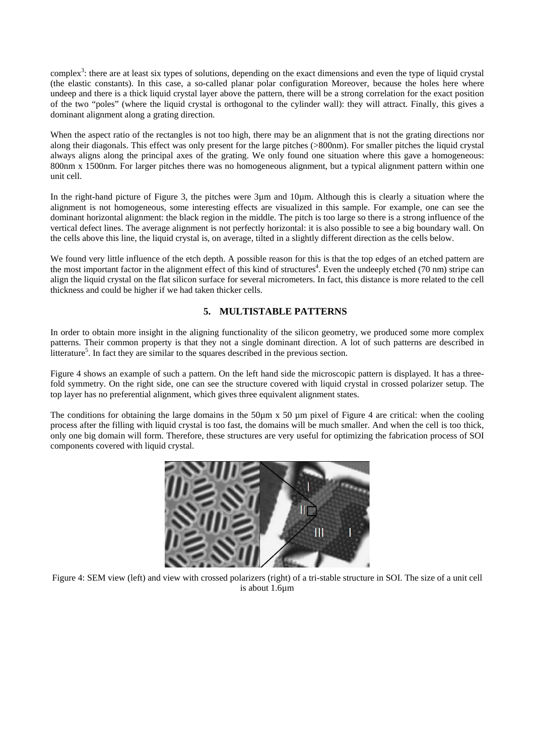complex[3]: there are at least six types of solutions, depending on the exact dimensions and even the type of liquid crystal (the elastic constants). In this case, a so-called planar polar configuration Moreover, because the holes here where undeep and there is a thick liquid crystal layer above the pattern, there will be a strong correlation for the exact position of the two "poles" (where the liquid crystal is orthogonal to the cylinder wall): they will attract. Finally, this gives a dominant alignment along a grating direction.

When the aspect ratio of the rectangles is not too high, there may be an alignment that is not the grating directions nor along their diagonals. This effect was only present for the large pitches (>800nm). For smaller pitches the liquid crystal always aligns along the principal axes of the grating. We only found one situation where this gave a homogeneous: 800nm x 1500nm. For larger pitches there was no homogeneous alignment, but a typical alignment pattern within one unit cell.

In the right-hand picture of Figure 3, the pitches were 3µm and 10µm. Although this is clearly a situation where the alignment is not homogeneous, some interesting effects are visualized in this sample. For example, one can see the dominant horizontal alignment: the black region in the middle. The pitch is too large so there is a strong influence of the vertical defect lines. The average alignment is not perfectly horizontal: it is also possible to see a big boundary wall. On the cells above this line, the liquid crystal is, on average, tilted in a slightly different direction as the cells below.

We found very little influence of the etch depth. A possible reason for this is that the top edges of an etched pattern are the most important factor in the alignment effect of this kind of structures[4]. Even the undeeply etched (70 nm) stripe can align the liquid crystal on the flat silicon surface for several micrometers. In fact, this distance is more related to the cell thickness and could be higher if we had taken thicker cells.

## 5. MULTISTABLE PATTERNS

In order to obtain more insight in the aligning functionality of the silicon geometry, we produced some more complex patterns. Their common property is that they not a single dominant direction. A lot of such patterns are described in litterature[5]. In fact they are similar to the squares described in the previous section.

Figure 4 shows an example of such a pattern. On the left hand side the microscopic pattern is displayed. It has a three-fold symmetry. On the right side, one can see the structure covered with liquid crystal in crossed polarizer setup. The top layer has no preferential alignment, which gives three equivalent alignment states.

The conditions for obtaining the large domains in the 50µm x 50 µm pixel of Figure 4 are critical: when the cooling process after the filling with liquid crystal is too fast, the domains will be much smaller. And when the cell is too thick, only one big domain will form. Therefore, these structures are very useful for optimizing the fabrication process of SOI components covered with liquid crystal.

Figure 4: SEM view (left) and view with crossed polarizers (right) of a tri-stable structure in SOI. The size of a unit cell is about 1.6µm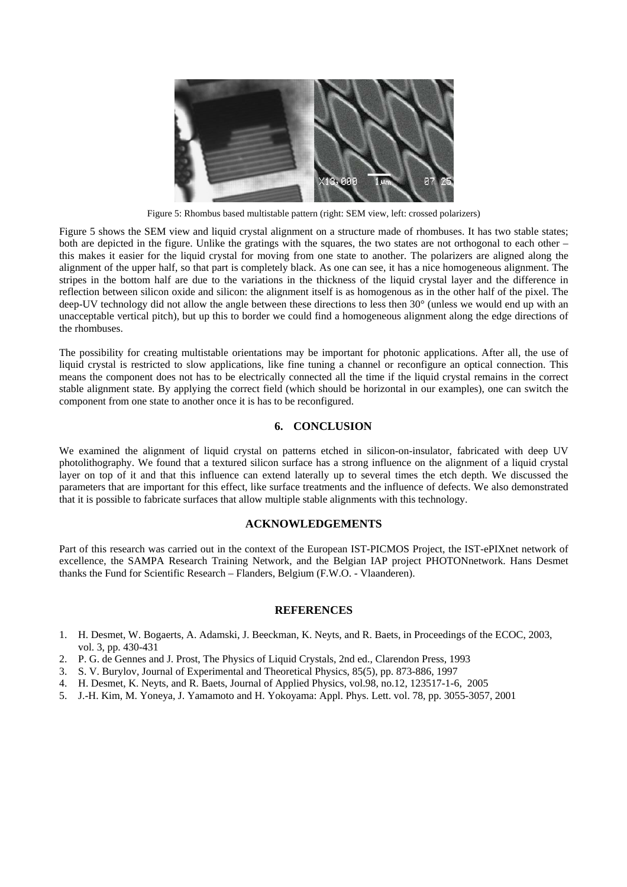Figure 5: Rhombus based multistable pattern (right: SEM view, left: crossed polarizers)

Figure 5 shows the SEM view and liquid crystal alignment on a structure made of rhombuses. It has two stable states; both are depicted in the figure. Unlike the gratings with the squares, the two states are not orthogonal to each other – this makes it easier for the liquid crystal for moving from one state to another. The polarizers are aligned along the alignment of the upper half, so that part is completely black. As one can see, it has a nice homogeneous alignment. The stripes in the bottom half are due to the variations in the thickness of the liquid crystal layer and the difference in reflection between silicon oxide and silicon: the alignment itself is as homogenous as in the other half of the pixel. The deep-UV technology did not allow the angle between these directions to less then 30° (unless we would end up with an unacceptable vertical pitch), but up this to border we could find a homogeneous alignment along the edge directions of the rhombuses.

The possibility for creating multistable orientations may be important for photonic applications. After all, the use of liquid crystal is restricted to slow applications, like fine tuning a channel or reconfigure an optical connection. This means the component does not has to be electrically connected all the time if the liquid crystal remains in the correct stable alignment state. By applying the correct field (which should be horizontal in our examples), one can switch the component from one state to another once it is has to be reconfigured.

## 6. CONCLUSION

We examined the alignment of liquid crystal on patterns etched in silicon-on-insulator, fabricated with deep UV photolithography. We found that a textured silicon surface has a strong influence on the alignment of a liquid crystal layer on top of it and that this influence can extend laterally up to several times the etch depth. We discussed the parameters that are important for this effect, like surface treatments and the influence of defects. We also demonstrated that it is possible to fabricate surfaces that allow multiple stable alignments with this technology.

## ACKNOWLEDGEMENTS

Part of this research was carried out in the context of the European IST-PICMOS Project, the IST-ePIXnet network of excellence, the SAMPA Research Training Network, and the Belgian IAP project PHOTONnetwork. Hans Desmet thanks the Fund for Scientific Research – Flanders, Belgium (F.W.O. - Vlaanderen).

## REFERENCES

1. H. Desmet, W. Bogaerts, A. Adamski, J. Beeckman, K. Neyts, and R. Baets, in Proceedings of the ECOC, 2003, vol. 3, pp. 430-431
2. P. G. de Gennes and J. Prost, The Physics of Liquid Crystals, 2nd ed., Clarendon Press, 1993
3. S. V. Burylov, Journal of Experimental and Theoretical Physics, 85(5), pp. 873-886, 1997
4. H. Desmet, K. Neyts, and R. Baets, Journal of Applied Physics, vol.98, no.12, 123517-1-6, 2005
5. J.-H. Kim, M. Yoneya, J. Yamamoto and H. Yokoyama: Appl. Phys. Lett. vol. 78, pp. 3055-3057, 2001